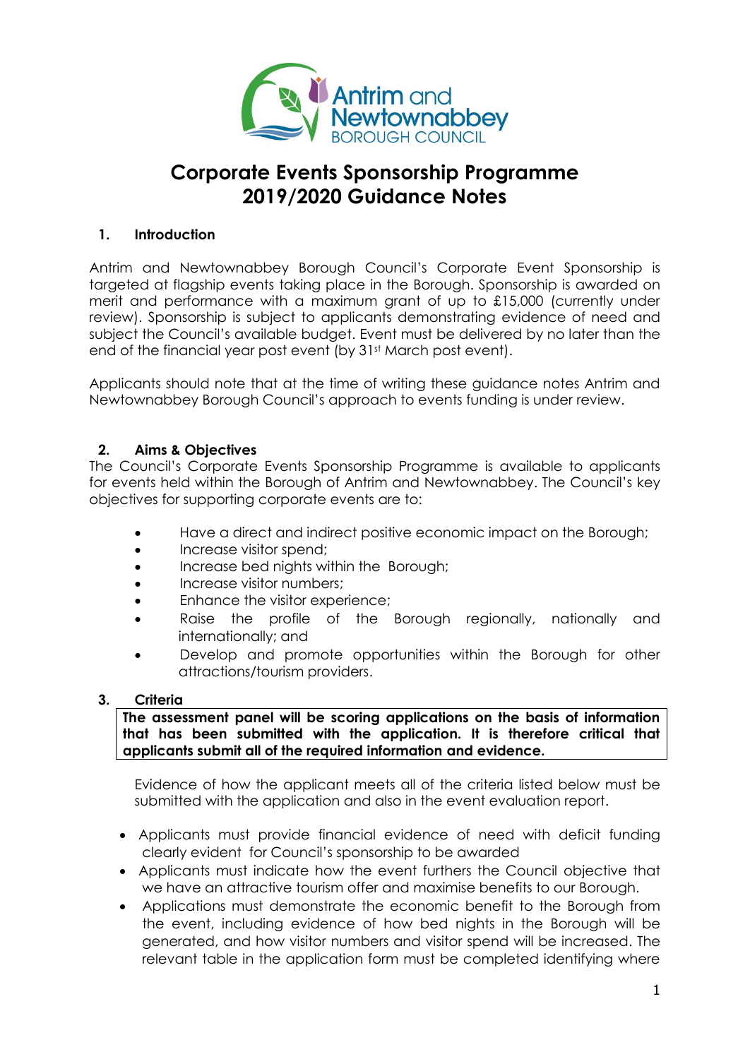Antrim and Newtownabbey BOROUGH COUNCIL

# Corporate Events Sponsorship Programme 2019/2020 Guidance Notes

## 1. Introduction

Antrim and Newtownabbey Borough Council's Corporate Event Sponsorship is targeted at flagship events taking place in the Borough. Sponsorship is awarded on merit and performance with a maximum grant of up to £15,000 (currently under review). Sponsorship is subject to applicants demonstrating evidence of need and subject the Council's available budget. Event must be delivered by no later than the end of the financial year post event (by 31st March post event).

Applicants should note that at the time of writing these guidance notes Antrim and Newtownabbey Borough Council's approach to events funding is under review.

## 2. Aims & Objectives

The Council's Corporate Events Sponsorship Programme is available to applicants for events held within the Borough of Antrim and Newtownabbey. The Council's key objectives for supporting corporate events are to:

- Have a direct and indirect positive economic impact on the Borough;
- Increase visitor spend;
- Increase bed nights within the Borough;
- Increase visitor numbers;
- Enhance the visitor experience;
- Raise the profile of the Borough regionally, nationally and internationally; and
- Develop and promote opportunities within the Borough for other attractions/tourism providers.

## 3. Criteria

**The assessment panel will be scoring applications on the basis of information that has been submitted with the application. It is therefore critical that applicants submit all of the required information and evidence.**

Evidence of how the applicant meets all of the criteria listed below must be submitted with the application and also in the event evaluation report.

- Applicants must provide financial evidence of need with deficit funding clearly evident for Council's sponsorship to be awarded
- Applicants must indicate how the event furthers the Council objective that we have an attractive tourism offer and maximise benefits to our Borough.
- Applications must demonstrate the economic benefit to the Borough from the event, including evidence of how bed nights in the Borough will be generated, and how visitor numbers and visitor spend will be increased. The relevant table in the application form must be completed identifying where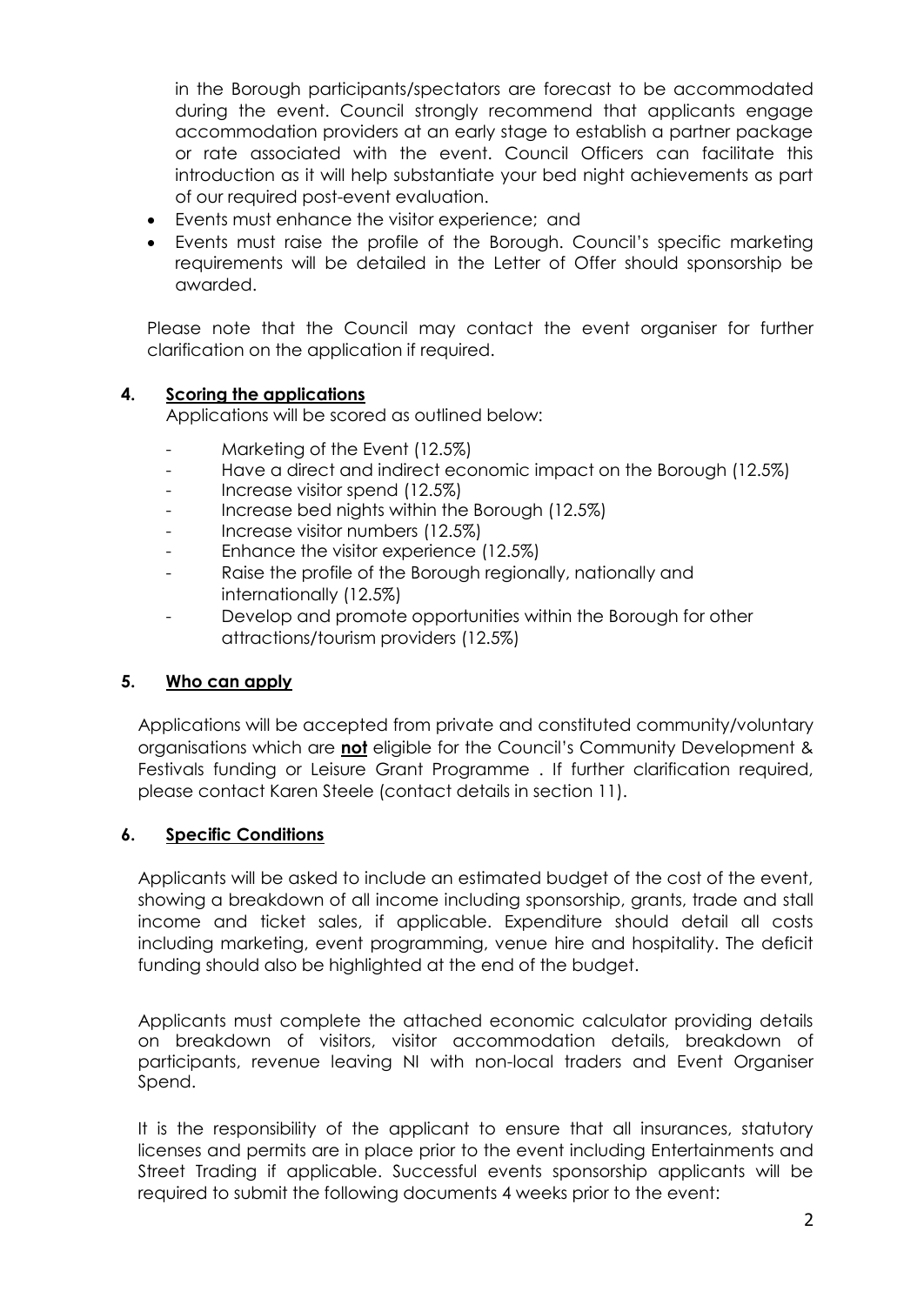in the Borough participants/spectators are forecast to be accommodated during the event. Council strongly recommend that applicants engage accommodation providers at an early stage to establish a partner package or rate associated with the event. Council Officers can facilitate this introduction as it will help substantiate your bed night achievements as part of our required post-event evaluation.

- Events must enhance the visitor experience; and
- Events must raise the profile of the Borough. Council's specific marketing requirements will be detailed in the Letter of Offer should sponsorship be awarded.

Please note that the Council may contact the event organiser for further clarification on the application if required.

## 4. Scoring the applications

Applications will be scored as outlined below:

- Marketing of the Event (12.5%)
- Have a direct and indirect economic impact on the Borough (12.5%)
- Increase visitor spend (12.5%)
- Increase bed nights within the Borough (12.5%)
- Increase visitor numbers (12.5%)
- Enhance the visitor experience (12.5%)
- Raise the profile of the Borough regionally, nationally and internationally (12.5%)
- Develop and promote opportunities within the Borough for other attractions/tourism providers (12.5%)

## 5. Who can apply

Applications will be accepted from private and constituted community/voluntary organisations which are **not** eligible for the Council's Community Development & Festivals funding or Leisure Grant Programme . If further clarification required, please contact Karen Steele (contact details in section 11).

## 6. Specific Conditions

Applicants will be asked to include an estimated budget of the cost of the event, showing a breakdown of all income including sponsorship, grants, trade and stall income and ticket sales, if applicable. Expenditure should detail all costs including marketing, event programming, venue hire and hospitality. The deficit funding should also be highlighted at the end of the budget.

Applicants must complete the attached economic calculator providing details on breakdown of visitors, visitor accommodation details, breakdown of participants, revenue leaving NI with non-local traders and Event Organiser Spend.

It is the responsibility of the applicant to ensure that all insurances, statutory licenses and permits are in place prior to the event including Entertainments and Street Trading if applicable. Successful events sponsorship applicants will be required to submit the following documents 4 weeks prior to the event: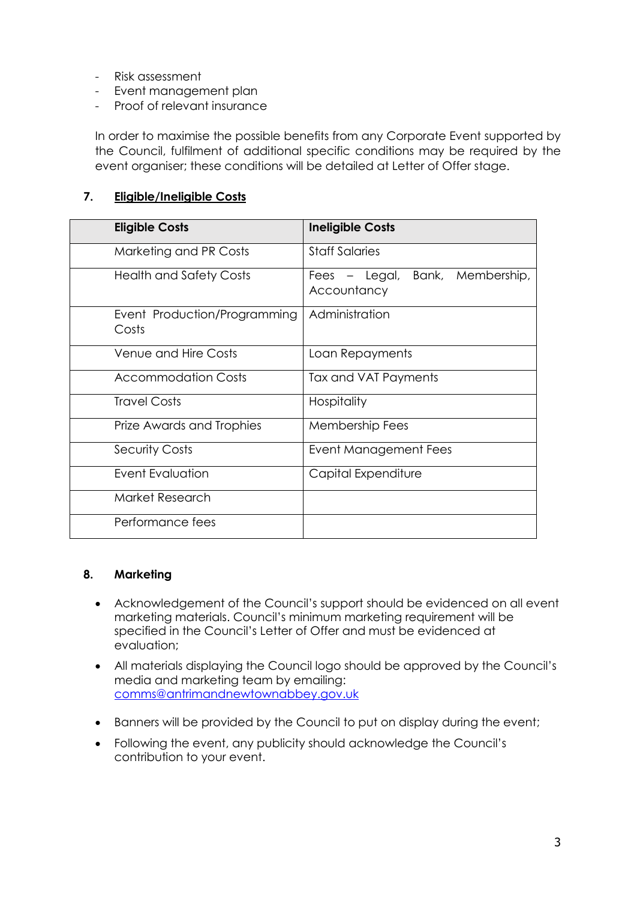- Risk assessment
- Event management plan
- Proof of relevant insurance

In order to maximise the possible benefits from any Corporate Event supported by the Council, fulfilment of additional specific conditions may be required by the event organiser; these conditions will be detailed at Letter of Offer stage.

## 7. Eligible/Ineligible Costs

| Eligible Costs | Ineligible Costs |
| --- | --- |
| Marketing and PR Costs | Staff Salaries |
| Health and Safety Costs | Fees – Legal, Bank, Membership, Accountancy |
| Event Production/Programming Costs | Administration |
| Venue and Hire Costs | Loan Repayments |
| Accommodation Costs | Tax and VAT Payments |
| Travel Costs | Hospitality |
| Prize Awards and Trophies | Membership Fees |
| Security Costs | Event Management Fees |
| Event Evaluation | Capital Expenditure |
| Market Research | |
| Performance fees | |

## 8. Marketing

- Acknowledgement of the Council's support should be evidenced on all event marketing materials. Council's minimum marketing requirement will be specified in the Council's Letter of Offer and must be evidenced at evaluation;
- All materials displaying the Council logo should be approved by the Council's media and marketing team by emailing: comms@antrimandnewtownabbey.gov.uk
- Banners will be provided by the Council to put on display during the event;
- Following the event, any publicity should acknowledge the Council's contribution to your event.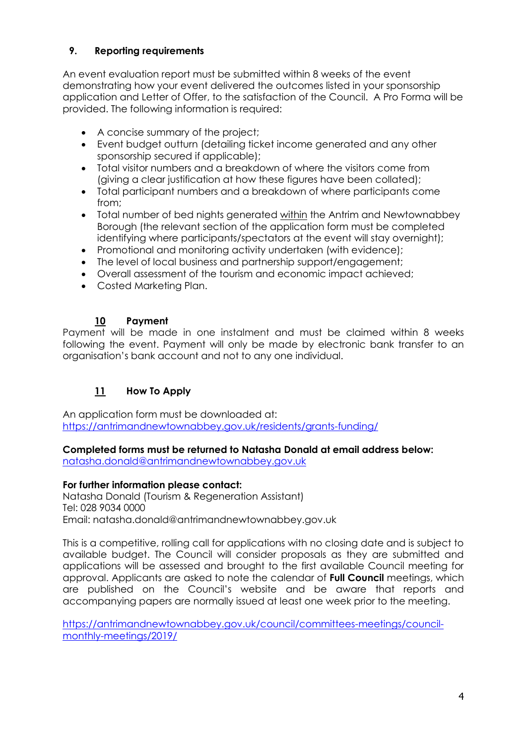## 9. Reporting requirements

An event evaluation report must be submitted within 8 weeks of the event demonstrating how your event delivered the outcomes listed in your sponsorship application and Letter of Offer, to the satisfaction of the Council. A Pro Forma will be provided. The following information is required:

- A concise summary of the project;
- Event budget outturn (detailing ticket income generated and any other sponsorship secured if applicable);
- Total visitor numbers and a breakdown of where the visitors come from (giving a clear justification at how these figures have been collated);
- Total participant numbers and a breakdown of where participants come from;
- Total number of bed nights generated within the Antrim and Newtownabbey Borough (the relevant section of the application form must be completed identifying where participants/spectators at the event will stay overnight);
- Promotional and monitoring activity undertaken (with evidence);
- The level of local business and partnership support/engagement;
- Overall assessment of the tourism and economic impact achieved;
- Costed Marketing Plan.

## 10 Payment

Payment will be made in one instalment and must be claimed within 8 weeks following the event. Payment will only be made by electronic bank transfer to an organisation's bank account and not to any one individual.

## 11 How To Apply

An application form must be downloaded at:
https://antrimandnewtownabbey.gov.uk/residents/grants-funding/

**Completed forms must be returned to Natasha Donald at email address below:**
natasha.donald@antrimandnewtownabbey.gov.uk

**For further information please contact:**
Natasha Donald (Tourism & Regeneration Assistant)
Tel: 028 9034 0000
Email: natasha.donald@antrimandnewtownabbey.gov.uk

This is a competitive, rolling call for applications with no closing date and is subject to available budget. The Council will consider proposals as they are submitted and applications will be assessed and brought to the first available Council meeting for approval. Applicants are asked to note the calendar of **Full Council** meetings, which are published on the Council's website and be aware that reports and accompanying papers are normally issued at least one week prior to the meeting.

https://antrimandnewtownabbey.gov.uk/council/committees-meetings/council-monthly-meetings/2019/